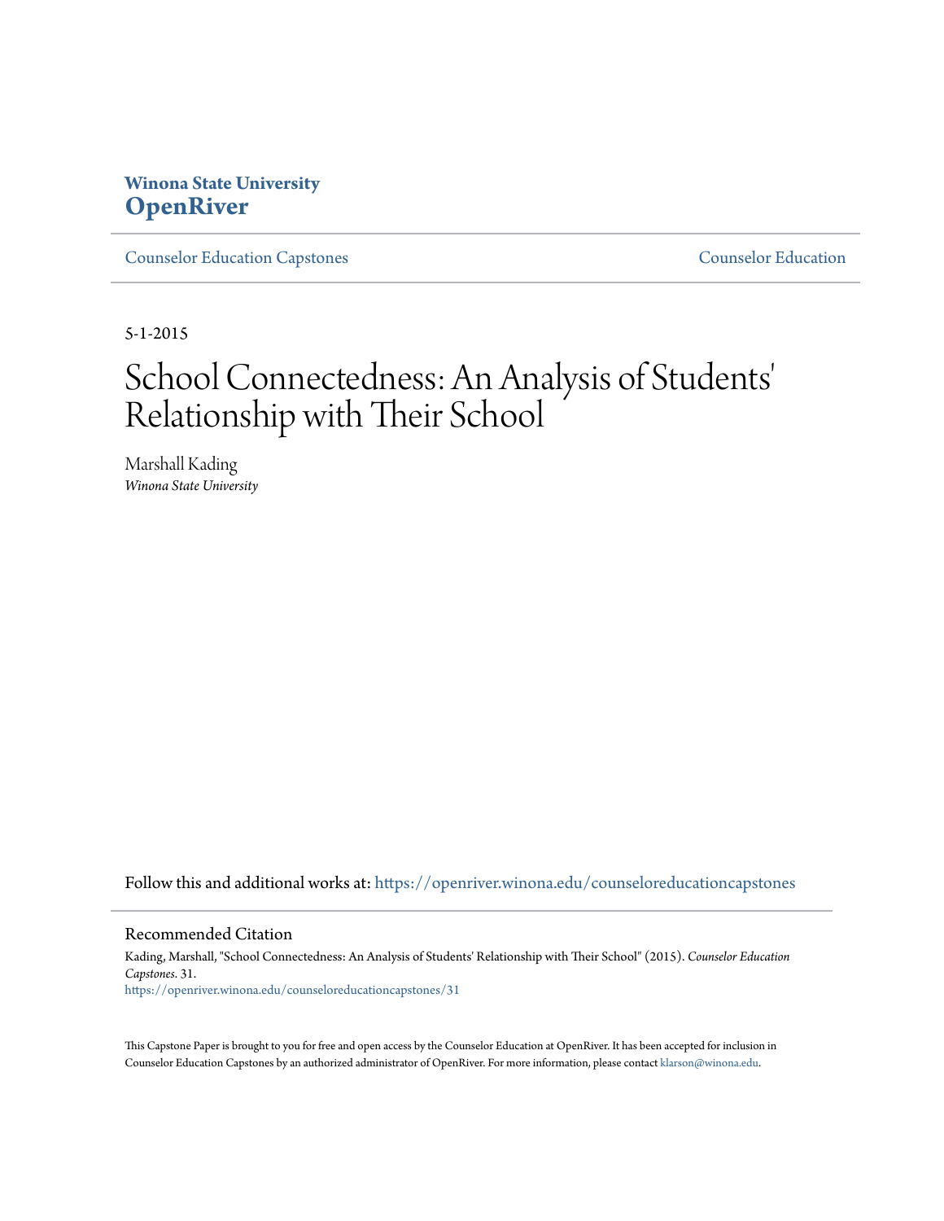Winona State University
**OpenRiver**

Counselor Education Capstones | Counselor Education

5-1-2015

# School Connectedness: An Analysis of Students' Relationship with Their School

Marshall Kading
*Winona State University*

Follow this and additional works at: https://openriver.winona.edu/counseloreducationcapstones

## Recommended Citation

Kading, Marshall, "School Connectedness: An Analysis of Students' Relationship with Their School" (2015). *Counselor Education Capstones*. 31.
https://openriver.winona.edu/counseloreducationcapstones/31

This Capstone Paper is brought to you for free and open access by the Counselor Education at OpenRiver. It has been accepted for inclusion in Counselor Education Capstones by an authorized administrator of OpenRiver. For more information, please contact klarson@winona.edu.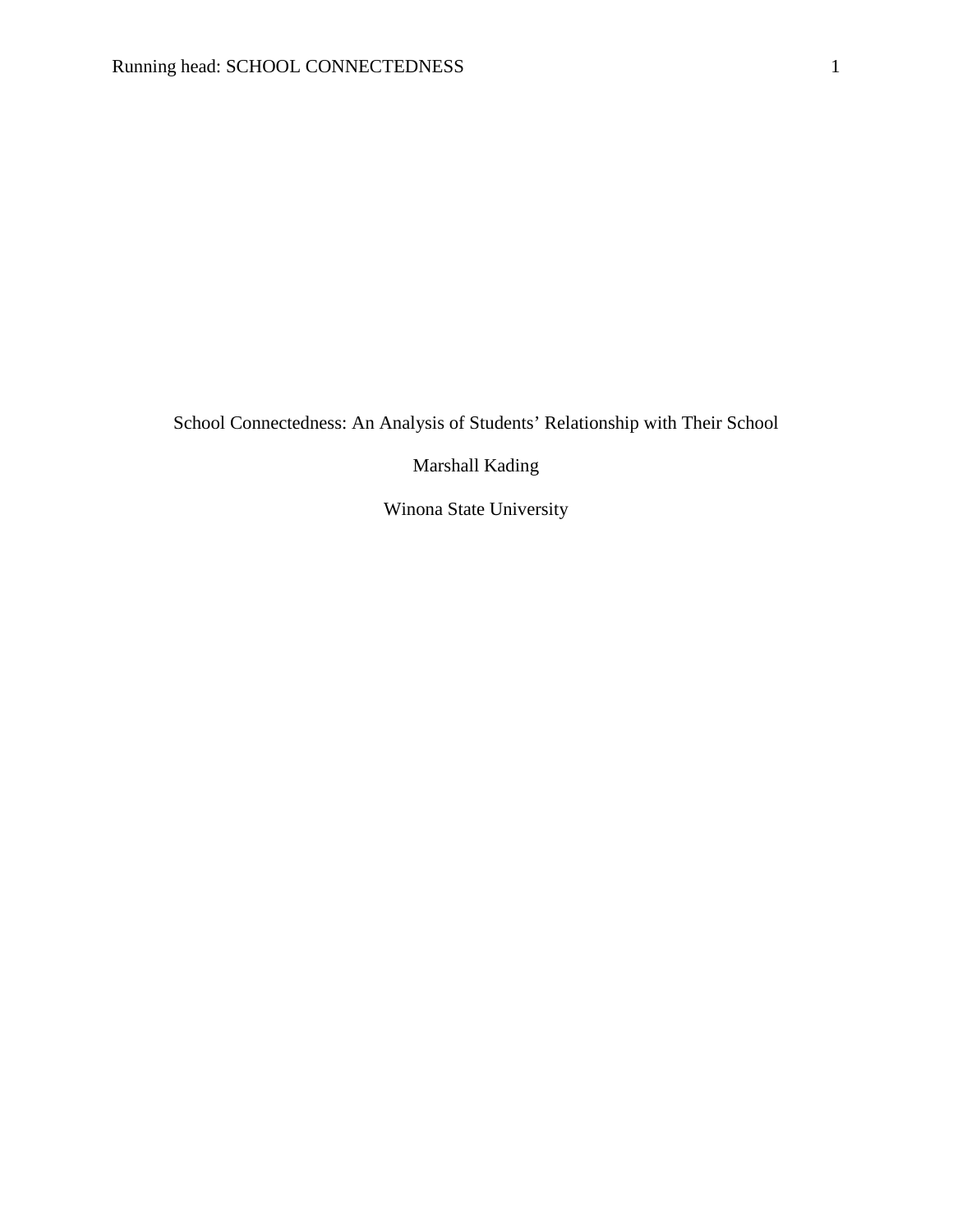School Connectedness: An Analysis of Students' Relationship with Their School

Marshall Kading

Winona State University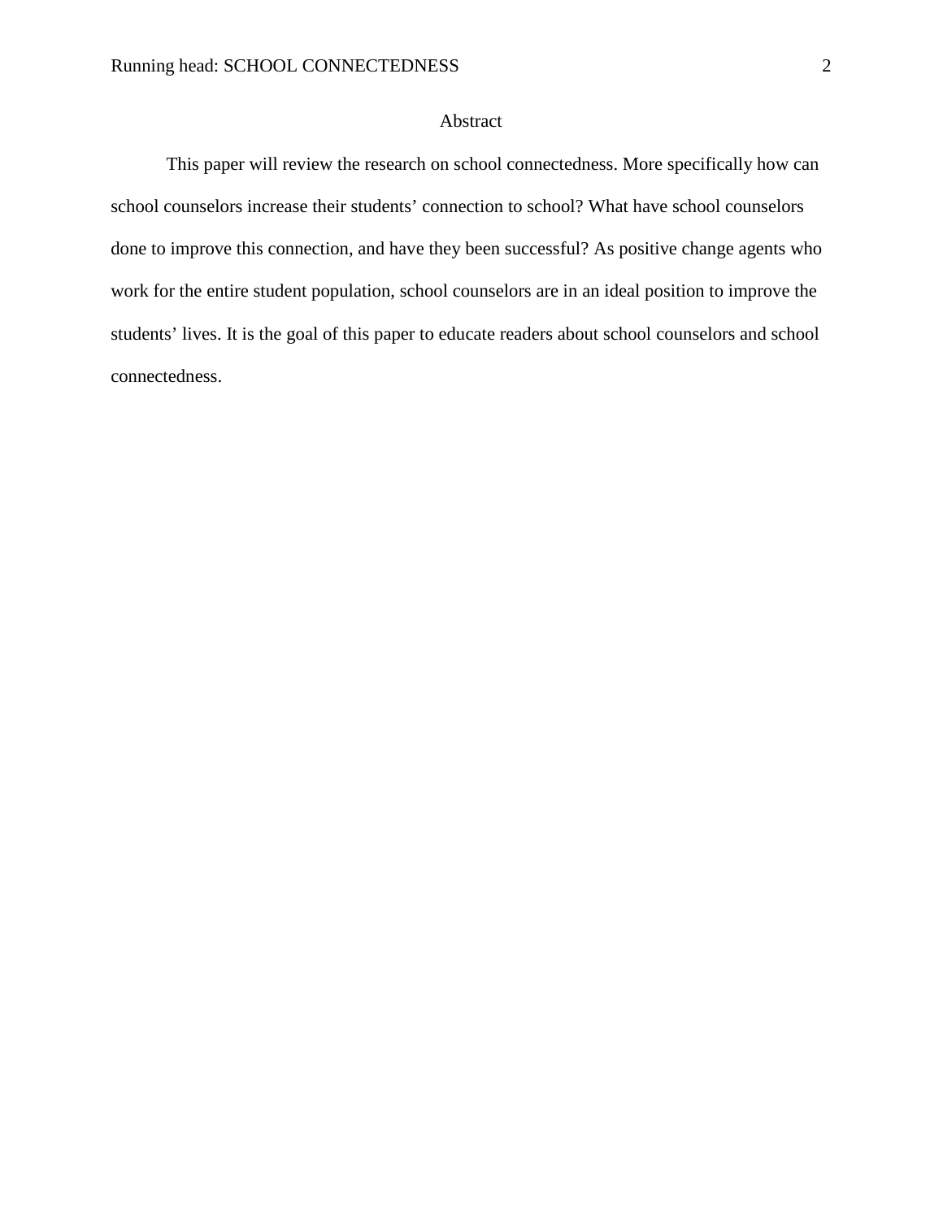# Abstract

This paper will review the research on school connectedness. More specifically how can school counselors increase their students' connection to school? What have school counselors done to improve this connection, and have they been successful? As positive change agents who work for the entire student population, school counselors are in an ideal position to improve the students' lives. It is the goal of this paper to educate readers about school counselors and school connectedness.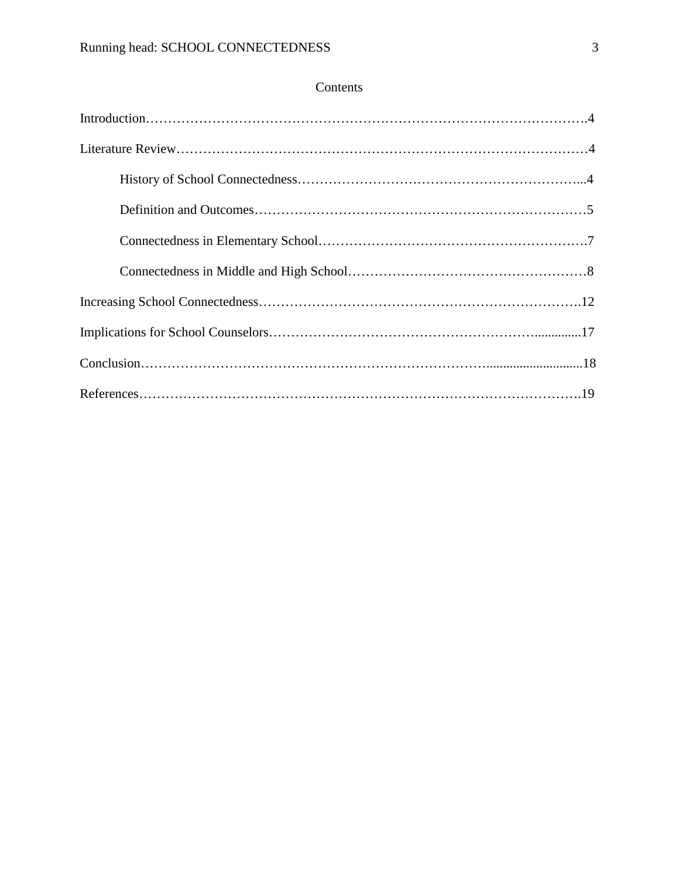# Contents

Introduction……………………………………………………………………………………….4

Literature Review…………………………………………………………………………………4

  History of School Connectedness………………………………………………………...4

  Definition and Outcomes…………………………………………………………………5

  Connectedness in Elementary School…………………………………………………….7

  Connectedness in Middle and High School………………………………………………8

Increasing School Connectedness……………………………………………………………….12

Implications for School Counselors…………………………………………………….............17

Conclusion…………………………………………………………………….............................18

References……………………………………………………………………………………….19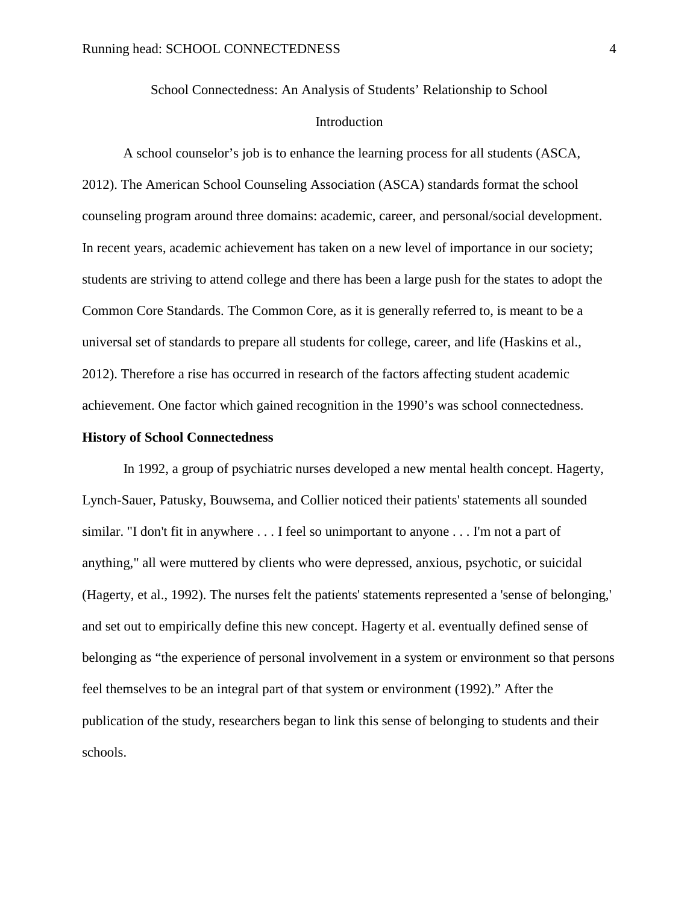School Connectedness: An Analysis of Students' Relationship to School

Introduction

A school counselor's job is to enhance the learning process for all students (ASCA, 2012). The American School Counseling Association (ASCA) standards format the school counseling program around three domains: academic, career, and personal/social development. In recent years, academic achievement has taken on a new level of importance in our society; students are striving to attend college and there has been a large push for the states to adopt the Common Core Standards. The Common Core, as it is generally referred to, is meant to be a universal set of standards to prepare all students for college, career, and life (Haskins et al., 2012). Therefore a rise has occurred in research of the factors affecting student academic achievement. One factor which gained recognition in the 1990's was school connectedness.

**History of School Connectedness**

In 1992, a group of psychiatric nurses developed a new mental health concept. Hagerty, Lynch-Sauer, Patusky, Bouwsema, and Collier noticed their patients' statements all sounded similar. "I don't fit in anywhere . . . I feel so unimportant to anyone . . . I'm not a part of anything," all were muttered by clients who were depressed, anxious, psychotic, or suicidal (Hagerty, et al., 1992). The nurses felt the patients' statements represented a 'sense of belonging,' and set out to empirically define this new concept. Hagerty et al. eventually defined sense of belonging as "the experience of personal involvement in a system or environment so that persons feel themselves to be an integral part of that system or environment (1992)." After the publication of the study, researchers began to link this sense of belonging to students and their schools.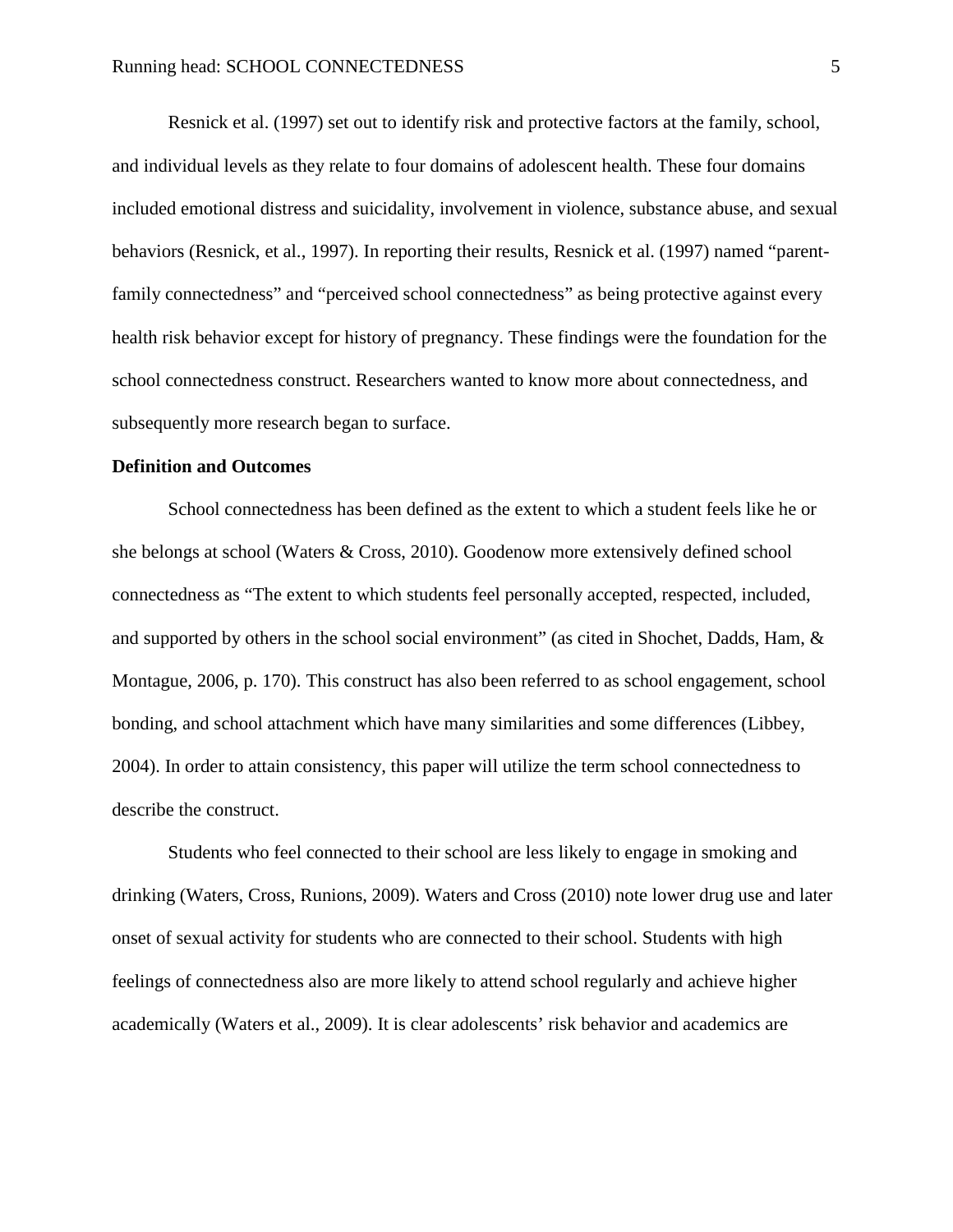Resnick et al. (1997) set out to identify risk and protective factors at the family, school, and individual levels as they relate to four domains of adolescent health. These four domains included emotional distress and suicidality, involvement in violence, substance abuse, and sexual behaviors (Resnick, et al., 1997). In reporting their results, Resnick et al. (1997) named "parent-family connectedness" and "perceived school connectedness" as being protective against every health risk behavior except for history of pregnancy. These findings were the foundation for the school connectedness construct. Researchers wanted to know more about connectedness, and subsequently more research began to surface.

**Definition and Outcomes**

School connectedness has been defined as the extent to which a student feels like he or she belongs at school (Waters & Cross, 2010). Goodenow more extensively defined school connectedness as "The extent to which students feel personally accepted, respected, included, and supported by others in the school social environment" (as cited in Shochet, Dadds, Ham, & Montague, 2006, p. 170). This construct has also been referred to as school engagement, school bonding, and school attachment which have many similarities and some differences (Libbey, 2004). In order to attain consistency, this paper will utilize the term school connectedness to describe the construct.

Students who feel connected to their school are less likely to engage in smoking and drinking (Waters, Cross, Runions, 2009). Waters and Cross (2010) note lower drug use and later onset of sexual activity for students who are connected to their school. Students with high feelings of connectedness also are more likely to attend school regularly and achieve higher academically (Waters et al., 2009). It is clear adolescents' risk behavior and academics are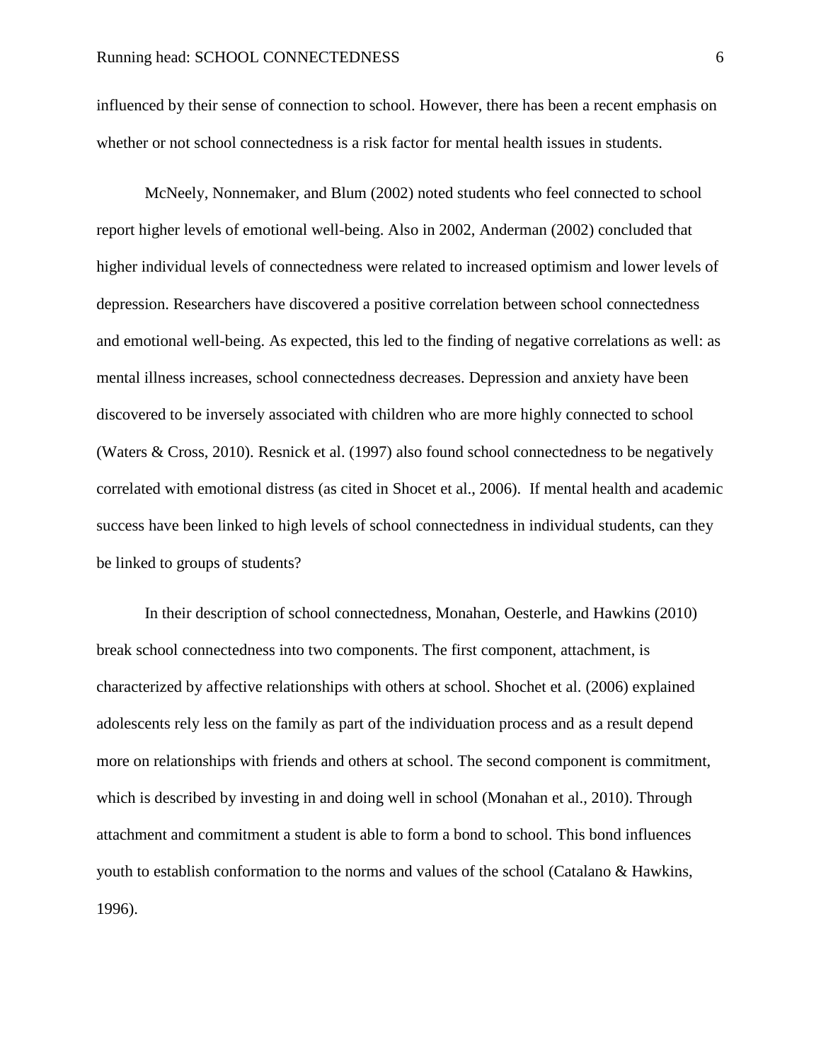influenced by their sense of connection to school. However, there has been a recent emphasis on whether or not school connectedness is a risk factor for mental health issues in students.

McNeely, Nonnemaker, and Blum (2002) noted students who feel connected to school report higher levels of emotional well-being. Also in 2002, Anderman (2002) concluded that higher individual levels of connectedness were related to increased optimism and lower levels of depression. Researchers have discovered a positive correlation between school connectedness and emotional well-being. As expected, this led to the finding of negative correlations as well: as mental illness increases, school connectedness decreases. Depression and anxiety have been discovered to be inversely associated with children who are more highly connected to school (Waters & Cross, 2010). Resnick et al. (1997) also found school connectedness to be negatively correlated with emotional distress (as cited in Shocet et al., 2006). If mental health and academic success have been linked to high levels of school connectedness in individual students, can they be linked to groups of students?

In their description of school connectedness, Monahan, Oesterle, and Hawkins (2010) break school connectedness into two components. The first component, attachment, is characterized by affective relationships with others at school. Shochet et al. (2006) explained adolescents rely less on the family as part of the individuation process and as a result depend more on relationships with friends and others at school. The second component is commitment, which is described by investing in and doing well in school (Monahan et al., 2010). Through attachment and commitment a student is able to form a bond to school. This bond influences youth to establish conformation to the norms and values of the school (Catalano & Hawkins, 1996).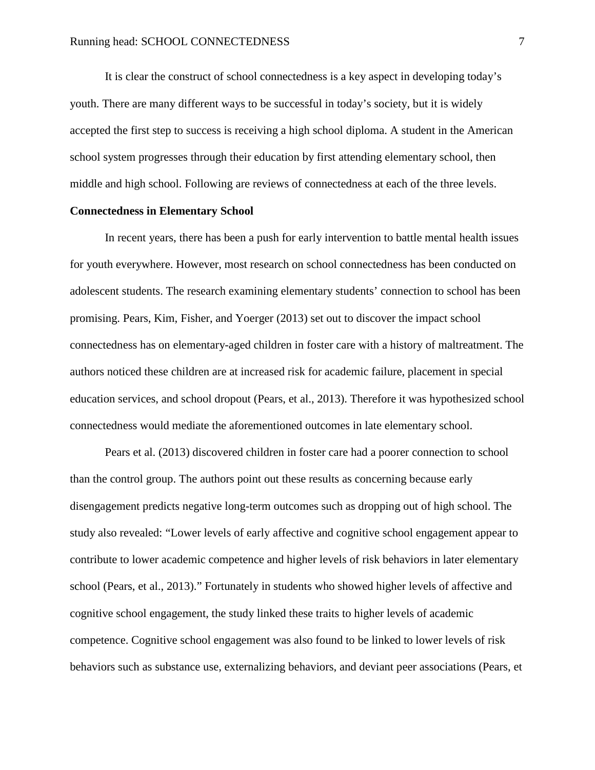It is clear the construct of school connectedness is a key aspect in developing today's youth. There are many different ways to be successful in today's society, but it is widely accepted the first step to success is receiving a high school diploma. A student in the American school system progresses through their education by first attending elementary school, then middle and high school. Following are reviews of connectedness at each of the three levels.

**Connectedness in Elementary School**

In recent years, there has been a push for early intervention to battle mental health issues for youth everywhere. However, most research on school connectedness has been conducted on adolescent students. The research examining elementary students' connection to school has been promising. Pears, Kim, Fisher, and Yoerger (2013) set out to discover the impact school connectedness has on elementary-aged children in foster care with a history of maltreatment. The authors noticed these children are at increased risk for academic failure, placement in special education services, and school dropout (Pears, et al., 2013). Therefore it was hypothesized school connectedness would mediate the aforementioned outcomes in late elementary school.

Pears et al. (2013) discovered children in foster care had a poorer connection to school than the control group. The authors point out these results as concerning because early disengagement predicts negative long-term outcomes such as dropping out of high school. The study also revealed: "Lower levels of early affective and cognitive school engagement appear to contribute to lower academic competence and higher levels of risk behaviors in later elementary school (Pears, et al., 2013)." Fortunately in students who showed higher levels of affective and cognitive school engagement, the study linked these traits to higher levels of academic competence. Cognitive school engagement was also found to be linked to lower levels of risk behaviors such as substance use, externalizing behaviors, and deviant peer associations (Pears, et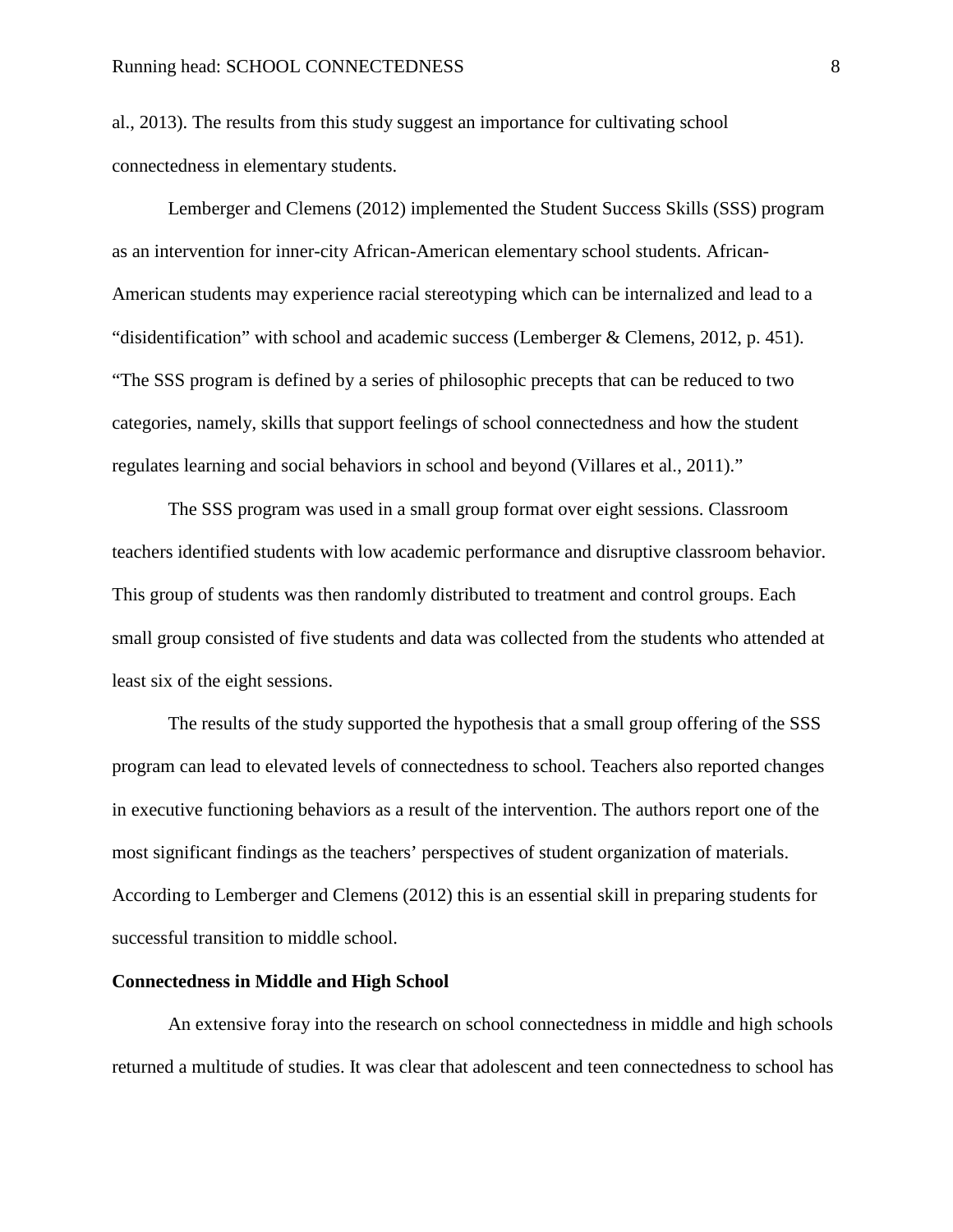al., 2013). The results from this study suggest an importance for cultivating school connectedness in elementary students.

Lemberger and Clemens (2012) implemented the Student Success Skills (SSS) program as an intervention for inner-city African-American elementary school students. African-American students may experience racial stereotyping which can be internalized and lead to a "disidentification" with school and academic success (Lemberger & Clemens, 2012, p. 451). "The SSS program is defined by a series of philosophic precepts that can be reduced to two categories, namely, skills that support feelings of school connectedness and how the student regulates learning and social behaviors in school and beyond (Villares et al., 2011)."

The SSS program was used in a small group format over eight sessions. Classroom teachers identified students with low academic performance and disruptive classroom behavior. This group of students was then randomly distributed to treatment and control groups. Each small group consisted of five students and data was collected from the students who attended at least six of the eight sessions.

The results of the study supported the hypothesis that a small group offering of the SSS program can lead to elevated levels of connectedness to school. Teachers also reported changes in executive functioning behaviors as a result of the intervention. The authors report one of the most significant findings as the teachers' perspectives of student organization of materials. According to Lemberger and Clemens (2012) this is an essential skill in preparing students for successful transition to middle school.

**Connectedness in Middle and High School**

An extensive foray into the research on school connectedness in middle and high schools returned a multitude of studies. It was clear that adolescent and teen connectedness to school has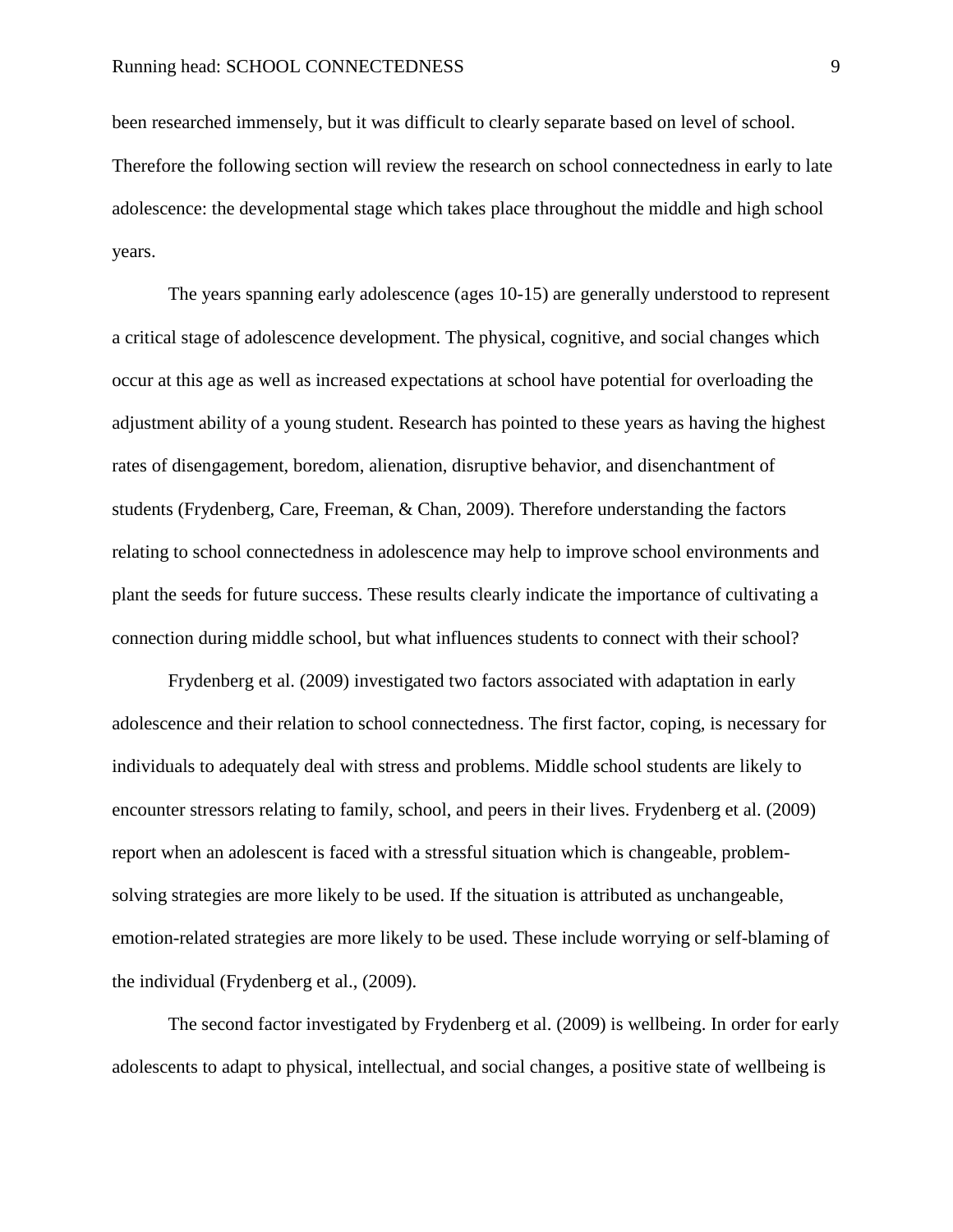been researched immensely, but it was difficult to clearly separate based on level of school. Therefore the following section will review the research on school connectedness in early to late adolescence: the developmental stage which takes place throughout the middle and high school years.

The years spanning early adolescence (ages 10-15) are generally understood to represent a critical stage of adolescence development. The physical, cognitive, and social changes which occur at this age as well as increased expectations at school have potential for overloading the adjustment ability of a young student. Research has pointed to these years as having the highest rates of disengagement, boredom, alienation, disruptive behavior, and disenchantment of students (Frydenberg, Care, Freeman, & Chan, 2009). Therefore understanding the factors relating to school connectedness in adolescence may help to improve school environments and plant the seeds for future success. These results clearly indicate the importance of cultivating a connection during middle school, but what influences students to connect with their school?

Frydenberg et al. (2009) investigated two factors associated with adaptation in early adolescence and their relation to school connectedness. The first factor, coping, is necessary for individuals to adequately deal with stress and problems. Middle school students are likely to encounter stressors relating to family, school, and peers in their lives. Frydenberg et al. (2009) report when an adolescent is faced with a stressful situation which is changeable, problem-solving strategies are more likely to be used. If the situation is attributed as unchangeable, emotion-related strategies are more likely to be used. These include worrying or self-blaming of the individual (Frydenberg et al., (2009).

The second factor investigated by Frydenberg et al. (2009) is wellbeing. In order for early adolescents to adapt to physical, intellectual, and social changes, a positive state of wellbeing is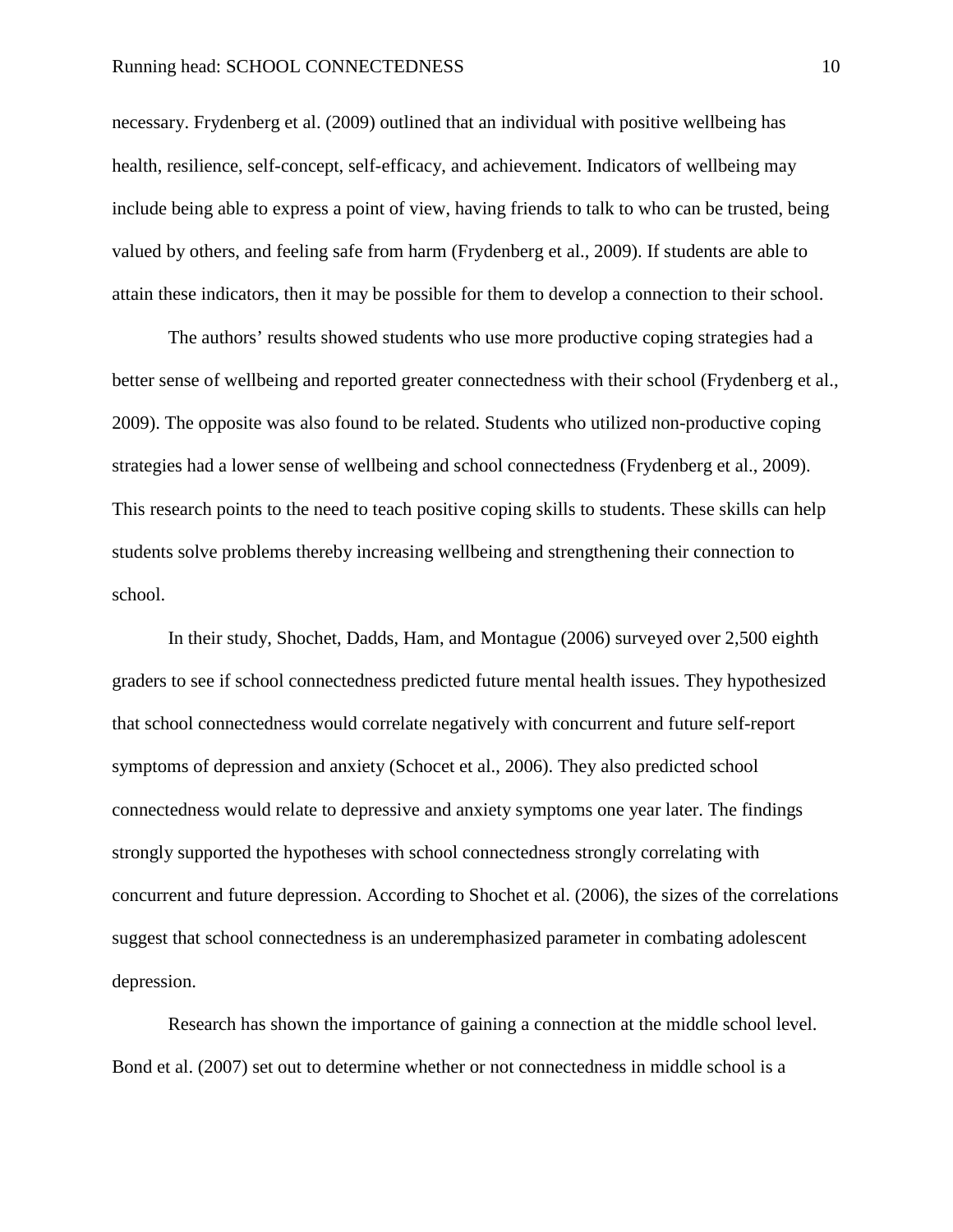necessary. Frydenberg et al. (2009) outlined that an individual with positive wellbeing has health, resilience, self-concept, self-efficacy, and achievement. Indicators of wellbeing may include being able to express a point of view, having friends to talk to who can be trusted, being valued by others, and feeling safe from harm (Frydenberg et al., 2009). If students are able to attain these indicators, then it may be possible for them to develop a connection to their school.

The authors' results showed students who use more productive coping strategies had a better sense of wellbeing and reported greater connectedness with their school (Frydenberg et al., 2009). The opposite was also found to be related. Students who utilized non-productive coping strategies had a lower sense of wellbeing and school connectedness (Frydenberg et al., 2009). This research points to the need to teach positive coping skills to students. These skills can help students solve problems thereby increasing wellbeing and strengthening their connection to school.

In their study, Shochet, Dadds, Ham, and Montague (2006) surveyed over 2,500 eighth graders to see if school connectedness predicted future mental health issues. They hypothesized that school connectedness would correlate negatively with concurrent and future self-report symptoms of depression and anxiety (Schocet et al., 2006). They also predicted school connectedness would relate to depressive and anxiety symptoms one year later. The findings strongly supported the hypotheses with school connectedness strongly correlating with concurrent and future depression. According to Shochet et al. (2006), the sizes of the correlations suggest that school connectedness is an underemphasized parameter in combating adolescent depression.

Research has shown the importance of gaining a connection at the middle school level. Bond et al. (2007) set out to determine whether or not connectedness in middle school is a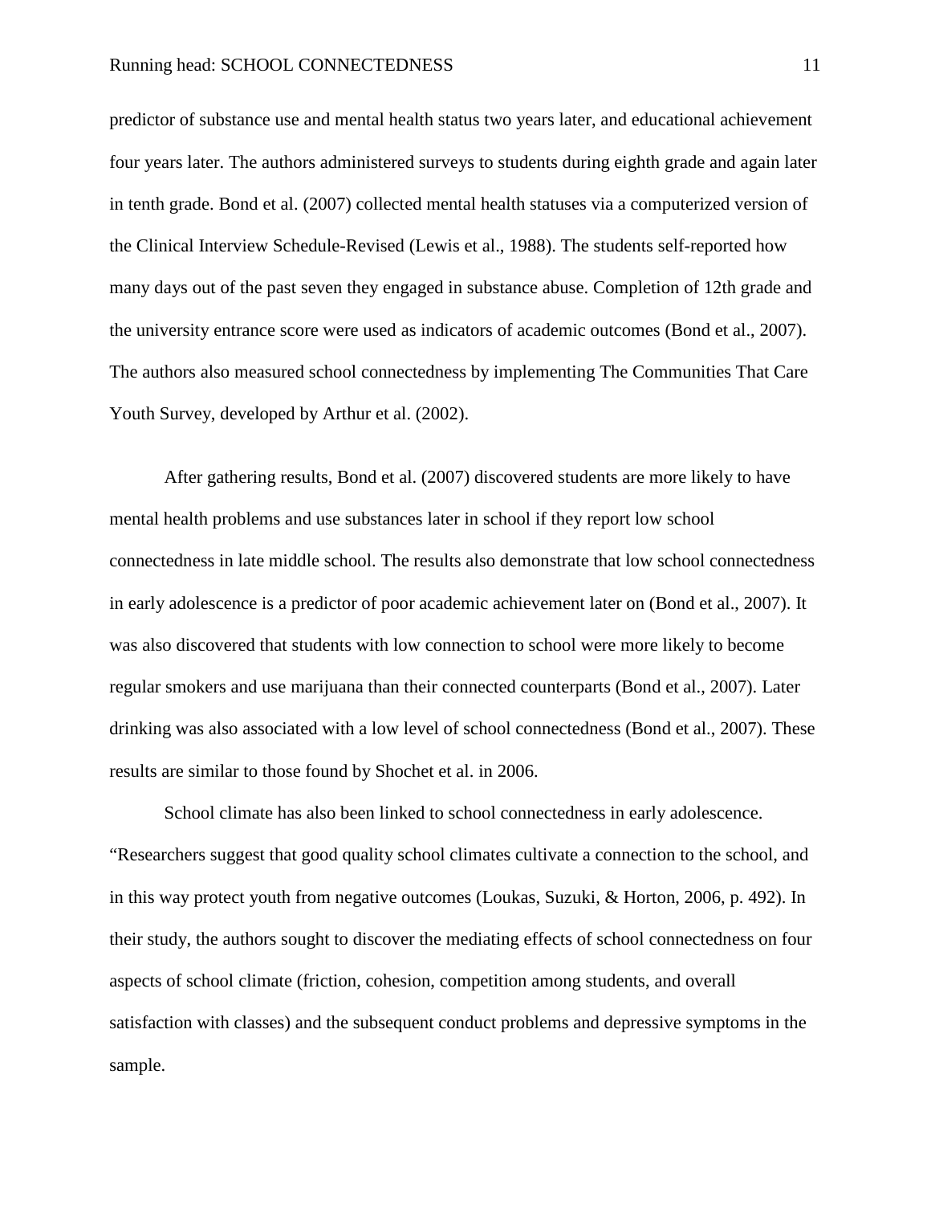predictor of substance use and mental health status two years later, and educational achievement four years later. The authors administered surveys to students during eighth grade and again later in tenth grade. Bond et al. (2007) collected mental health statuses via a computerized version of the Clinical Interview Schedule-Revised (Lewis et al., 1988). The students self-reported how many days out of the past seven they engaged in substance abuse. Completion of 12th grade and the university entrance score were used as indicators of academic outcomes (Bond et al., 2007). The authors also measured school connectedness by implementing The Communities That Care Youth Survey, developed by Arthur et al. (2002).

After gathering results, Bond et al. (2007) discovered students are more likely to have mental health problems and use substances later in school if they report low school connectedness in late middle school. The results also demonstrate that low school connectedness in early adolescence is a predictor of poor academic achievement later on (Bond et al., 2007). It was also discovered that students with low connection to school were more likely to become regular smokers and use marijuana than their connected counterparts (Bond et al., 2007). Later drinking was also associated with a low level of school connectedness (Bond et al., 2007). These results are similar to those found by Shochet et al. in 2006.

School climate has also been linked to school connectedness in early adolescence. "Researchers suggest that good quality school climates cultivate a connection to the school, and in this way protect youth from negative outcomes (Loukas, Suzuki, & Horton, 2006, p. 492). In their study, the authors sought to discover the mediating effects of school connectedness on four aspects of school climate (friction, cohesion, competition among students, and overall satisfaction with classes) and the subsequent conduct problems and depressive symptoms in the sample.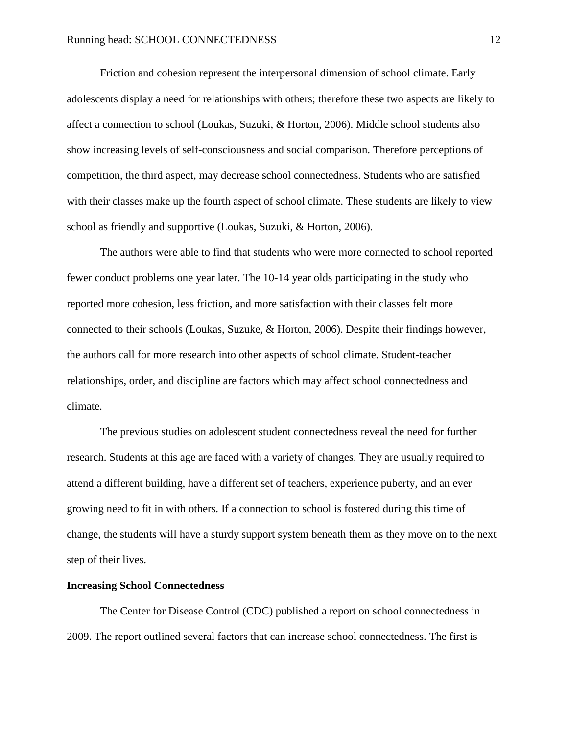Friction and cohesion represent the interpersonal dimension of school climate. Early adolescents display a need for relationships with others; therefore these two aspects are likely to affect a connection to school (Loukas, Suzuki, & Horton, 2006). Middle school students also show increasing levels of self-consciousness and social comparison. Therefore perceptions of competition, the third aspect, may decrease school connectedness. Students who are satisfied with their classes make up the fourth aspect of school climate. These students are likely to view school as friendly and supportive (Loukas, Suzuki, & Horton, 2006).

The authors were able to find that students who were more connected to school reported fewer conduct problems one year later. The 10-14 year olds participating in the study who reported more cohesion, less friction, and more satisfaction with their classes felt more connected to their schools (Loukas, Suzuke, & Horton, 2006). Despite their findings however, the authors call for more research into other aspects of school climate. Student-teacher relationships, order, and discipline are factors which may affect school connectedness and climate.

The previous studies on adolescent student connectedness reveal the need for further research. Students at this age are faced with a variety of changes. They are usually required to attend a different building, have a different set of teachers, experience puberty, and an ever growing need to fit in with others. If a connection to school is fostered during this time of change, the students will have a sturdy support system beneath them as they move on to the next step of their lives.

**Increasing School Connectedness**

The Center for Disease Control (CDC) published a report on school connectedness in 2009. The report outlined several factors that can increase school connectedness. The first is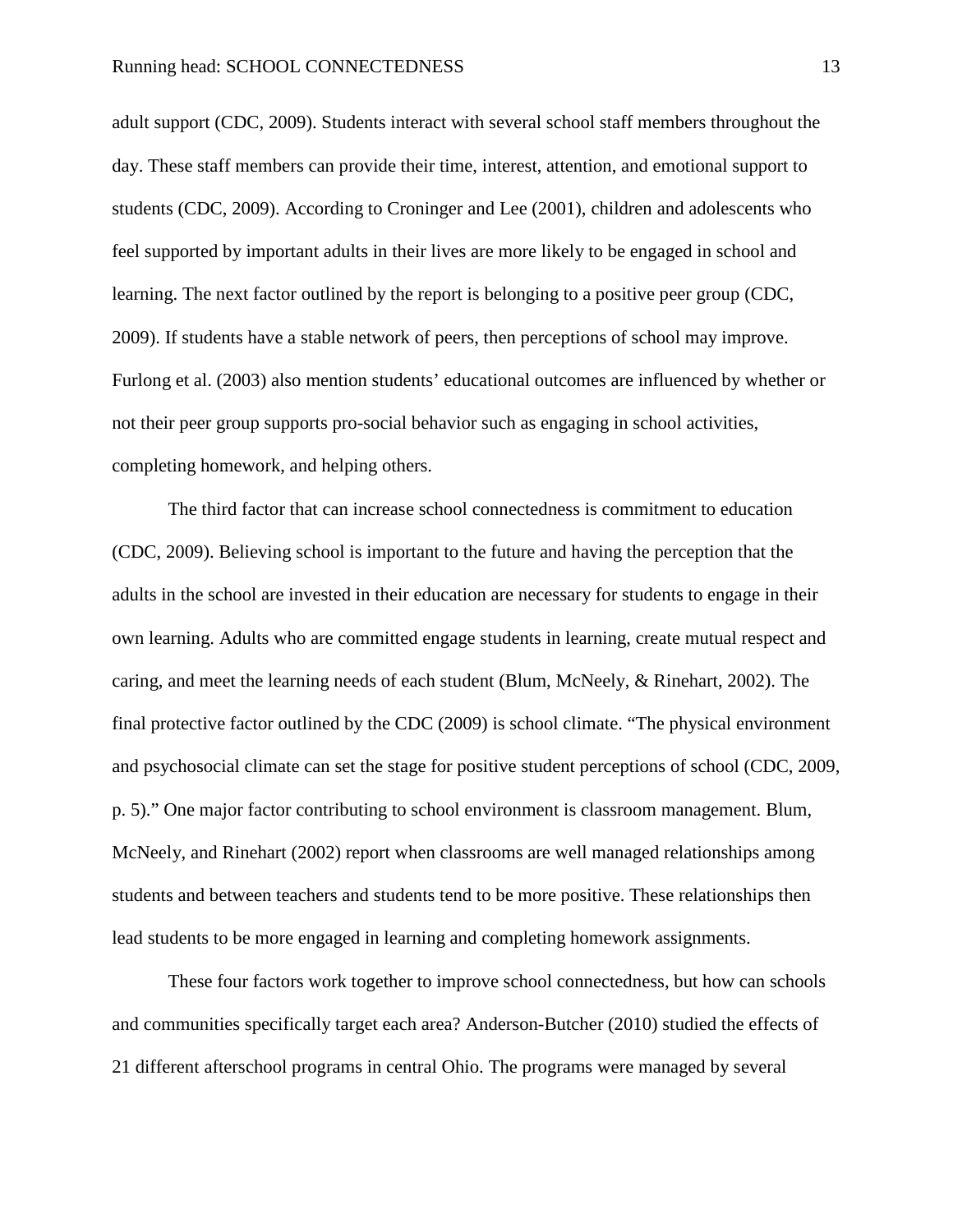adult support (CDC, 2009). Students interact with several school staff members throughout the day. These staff members can provide their time, interest, attention, and emotional support to students (CDC, 2009). According to Croninger and Lee (2001), children and adolescents who feel supported by important adults in their lives are more likely to be engaged in school and learning. The next factor outlined by the report is belonging to a positive peer group (CDC, 2009). If students have a stable network of peers, then perceptions of school may improve. Furlong et al. (2003) also mention students' educational outcomes are influenced by whether or not their peer group supports pro-social behavior such as engaging in school activities, completing homework, and helping others.

The third factor that can increase school connectedness is commitment to education (CDC, 2009). Believing school is important to the future and having the perception that the adults in the school are invested in their education are necessary for students to engage in their own learning. Adults who are committed engage students in learning, create mutual respect and caring, and meet the learning needs of each student (Blum, McNeely, & Rinehart, 2002). The final protective factor outlined by the CDC (2009) is school climate. "The physical environment and psychosocial climate can set the stage for positive student perceptions of school (CDC, 2009, p. 5)." One major factor contributing to school environment is classroom management. Blum, McNeely, and Rinehart (2002) report when classrooms are well managed relationships among students and between teachers and students tend to be more positive. These relationships then lead students to be more engaged in learning and completing homework assignments.

These four factors work together to improve school connectedness, but how can schools and communities specifically target each area? Anderson-Butcher (2010) studied the effects of 21 different afterschool programs in central Ohio. The programs were managed by several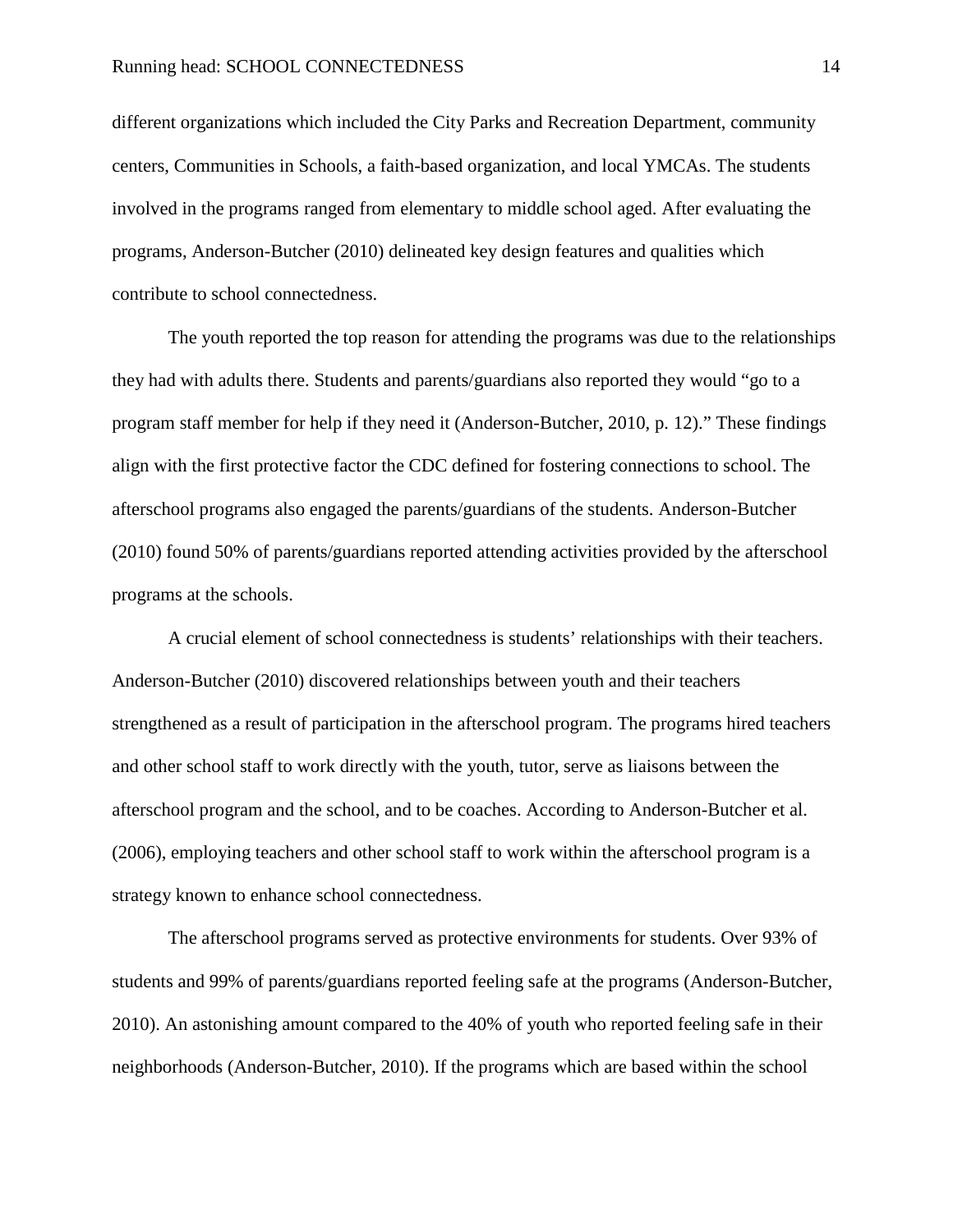different organizations which included the City Parks and Recreation Department, community centers, Communities in Schools, a faith-based organization, and local YMCAs. The students involved in the programs ranged from elementary to middle school aged. After evaluating the programs, Anderson-Butcher (2010) delineated key design features and qualities which contribute to school connectedness.

The youth reported the top reason for attending the programs was due to the relationships they had with adults there. Students and parents/guardians also reported they would "go to a program staff member for help if they need it (Anderson-Butcher, 2010, p. 12)." These findings align with the first protective factor the CDC defined for fostering connections to school. The afterschool programs also engaged the parents/guardians of the students. Anderson-Butcher (2010) found 50% of parents/guardians reported attending activities provided by the afterschool programs at the schools.

A crucial element of school connectedness is students' relationships with their teachers. Anderson-Butcher (2010) discovered relationships between youth and their teachers strengthened as a result of participation in the afterschool program. The programs hired teachers and other school staff to work directly with the youth, tutor, serve as liaisons between the afterschool program and the school, and to be coaches. According to Anderson-Butcher et al. (2006), employing teachers and other school staff to work within the afterschool program is a strategy known to enhance school connectedness.

The afterschool programs served as protective environments for students. Over 93% of students and 99% of parents/guardians reported feeling safe at the programs (Anderson-Butcher, 2010). An astonishing amount compared to the 40% of youth who reported feeling safe in their neighborhoods (Anderson-Butcher, 2010). If the programs which are based within the school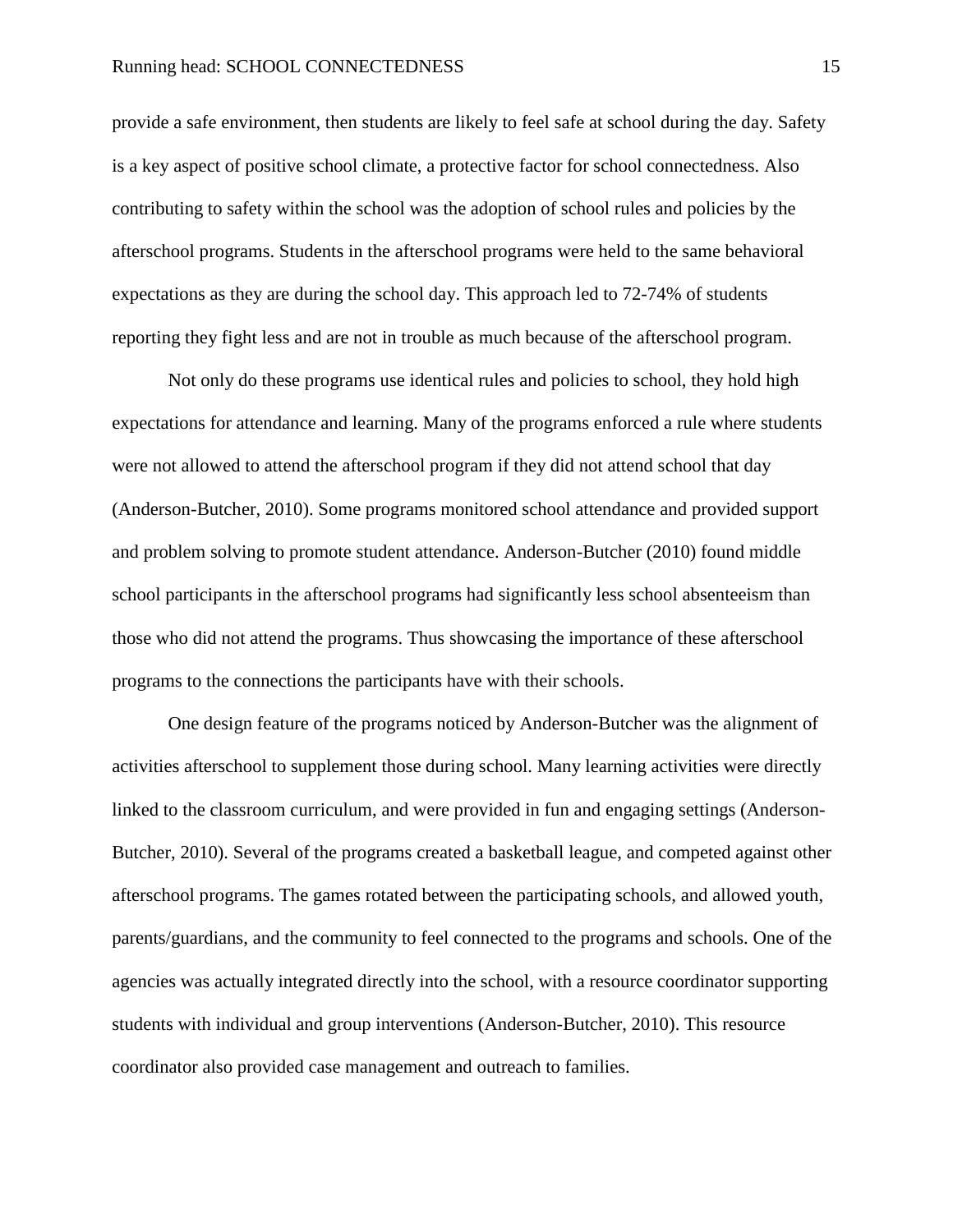provide a safe environment, then students are likely to feel safe at school during the day. Safety is a key aspect of positive school climate, a protective factor for school connectedness. Also contributing to safety within the school was the adoption of school rules and policies by the afterschool programs. Students in the afterschool programs were held to the same behavioral expectations as they are during the school day. This approach led to 72-74% of students reporting they fight less and are not in trouble as much because of the afterschool program.

Not only do these programs use identical rules and policies to school, they hold high expectations for attendance and learning. Many of the programs enforced a rule where students were not allowed to attend the afterschool program if they did not attend school that day (Anderson-Butcher, 2010). Some programs monitored school attendance and provided support and problem solving to promote student attendance. Anderson-Butcher (2010) found middle school participants in the afterschool programs had significantly less school absenteeism than those who did not attend the programs. Thus showcasing the importance of these afterschool programs to the connections the participants have with their schools.

One design feature of the programs noticed by Anderson-Butcher was the alignment of activities afterschool to supplement those during school. Many learning activities were directly linked to the classroom curriculum, and were provided in fun and engaging settings (Anderson-Butcher, 2010). Several of the programs created a basketball league, and competed against other afterschool programs. The games rotated between the participating schools, and allowed youth, parents/guardians, and the community to feel connected to the programs and schools. One of the agencies was actually integrated directly into the school, with a resource coordinator supporting students with individual and group interventions (Anderson-Butcher, 2010). This resource coordinator also provided case management and outreach to families.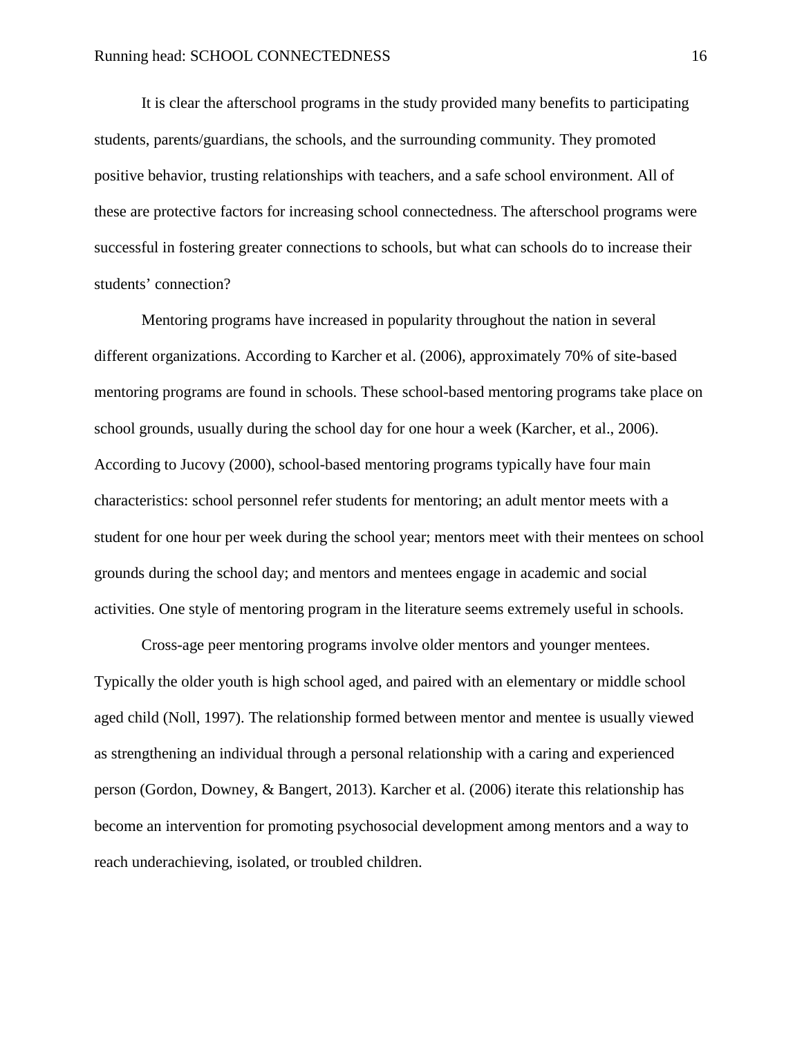It is clear the afterschool programs in the study provided many benefits to participating students, parents/guardians, the schools, and the surrounding community. They promoted positive behavior, trusting relationships with teachers, and a safe school environment. All of these are protective factors for increasing school connectedness. The afterschool programs were successful in fostering greater connections to schools, but what can schools do to increase their students' connection?

Mentoring programs have increased in popularity throughout the nation in several different organizations. According to Karcher et al. (2006), approximately 70% of site-based mentoring programs are found in schools. These school-based mentoring programs take place on school grounds, usually during the school day for one hour a week (Karcher, et al., 2006). According to Jucovy (2000), school-based mentoring programs typically have four main characteristics: school personnel refer students for mentoring; an adult mentor meets with a student for one hour per week during the school year; mentors meet with their mentees on school grounds during the school day; and mentors and mentees engage in academic and social activities. One style of mentoring program in the literature seems extremely useful in schools.

Cross-age peer mentoring programs involve older mentors and younger mentees. Typically the older youth is high school aged, and paired with an elementary or middle school aged child (Noll, 1997). The relationship formed between mentor and mentee is usually viewed as strengthening an individual through a personal relationship with a caring and experienced person (Gordon, Downey, & Bangert, 2013). Karcher et al. (2006) iterate this relationship has become an intervention for promoting psychosocial development among mentors and a way to reach underachieving, isolated, or troubled children.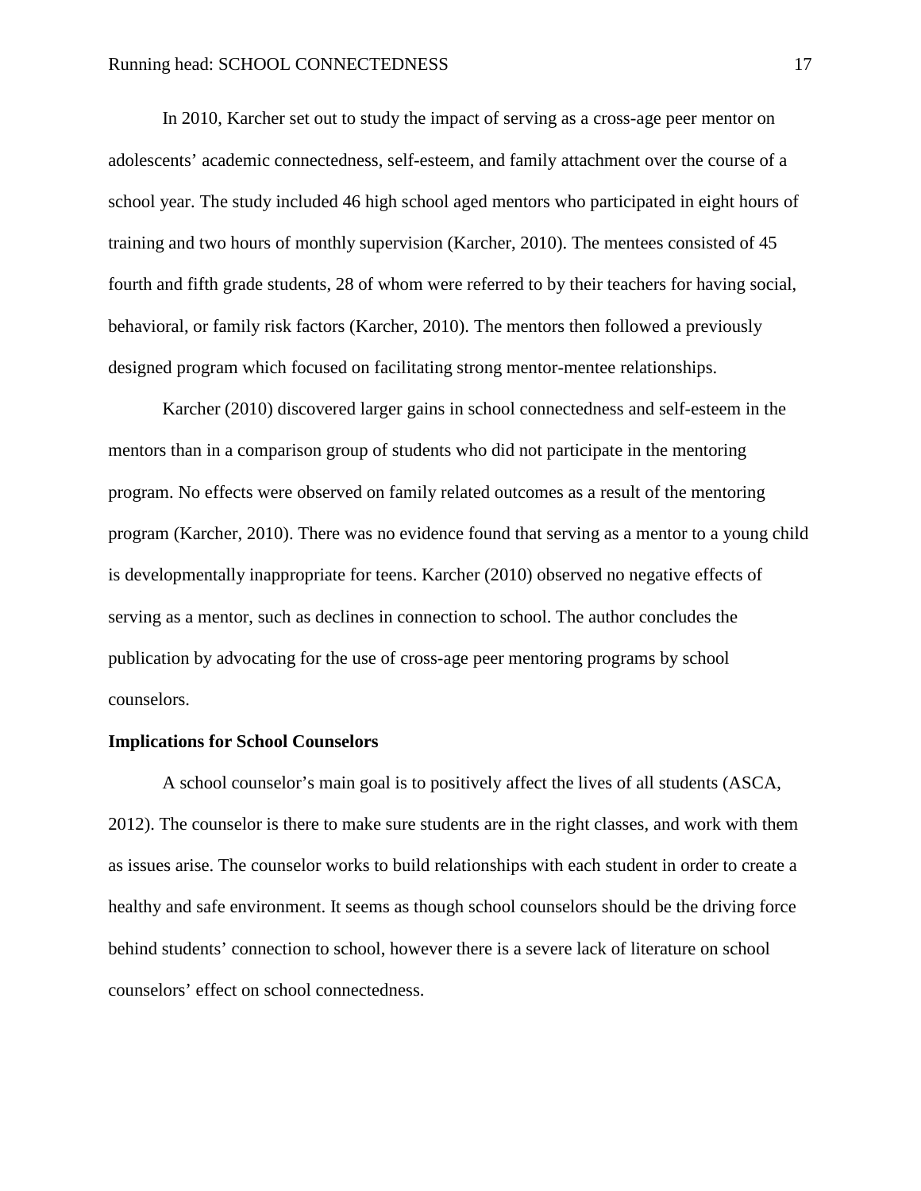In 2010, Karcher set out to study the impact of serving as a cross-age peer mentor on adolescents' academic connectedness, self-esteem, and family attachment over the course of a school year. The study included 46 high school aged mentors who participated in eight hours of training and two hours of monthly supervision (Karcher, 2010). The mentees consisted of 45 fourth and fifth grade students, 28 of whom were referred to by their teachers for having social, behavioral, or family risk factors (Karcher, 2010). The mentors then followed a previously designed program which focused on facilitating strong mentor-mentee relationships.

Karcher (2010) discovered larger gains in school connectedness and self-esteem in the mentors than in a comparison group of students who did not participate in the mentoring program. No effects were observed on family related outcomes as a result of the mentoring program (Karcher, 2010). There was no evidence found that serving as a mentor to a young child is developmentally inappropriate for teens. Karcher (2010) observed no negative effects of serving as a mentor, such as declines in connection to school. The author concludes the publication by advocating for the use of cross-age peer mentoring programs by school counselors.

**Implications for School Counselors**

A school counselor's main goal is to positively affect the lives of all students (ASCA, 2012). The counselor is there to make sure students are in the right classes, and work with them as issues arise. The counselor works to build relationships with each student in order to create a healthy and safe environment. It seems as though school counselors should be the driving force behind students' connection to school, however there is a severe lack of literature on school counselors' effect on school connectedness.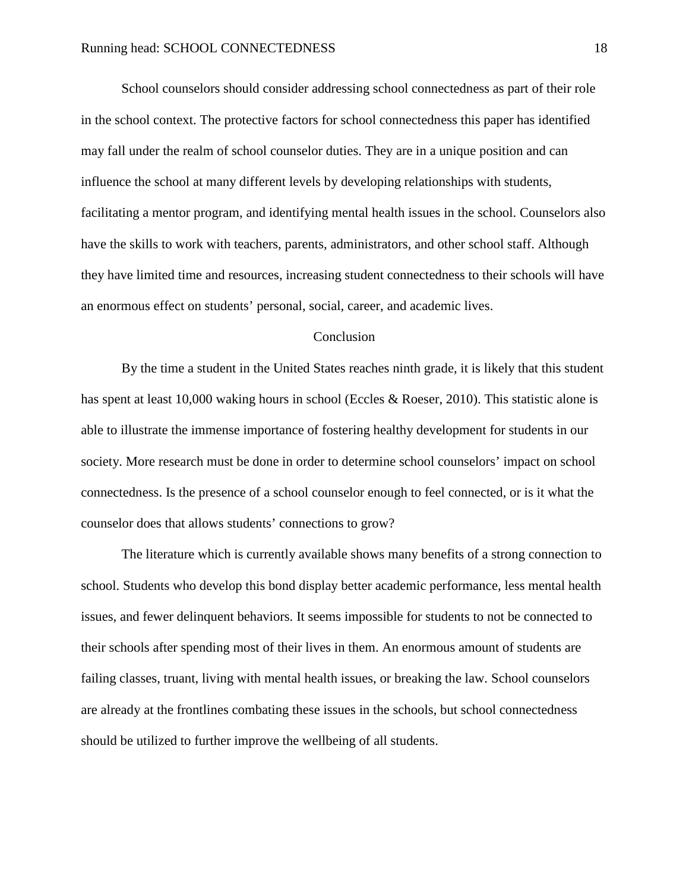School counselors should consider addressing school connectedness as part of their role in the school context. The protective factors for school connectedness this paper has identified may fall under the realm of school counselor duties. They are in a unique position and can influence the school at many different levels by developing relationships with students, facilitating a mentor program, and identifying mental health issues in the school. Counselors also have the skills to work with teachers, parents, administrators, and other school staff. Although they have limited time and resources, increasing student connectedness to their schools will have an enormous effect on students' personal, social, career, and academic lives.

## Conclusion

By the time a student in the United States reaches ninth grade, it is likely that this student has spent at least 10,000 waking hours in school (Eccles & Roeser, 2010). This statistic alone is able to illustrate the immense importance of fostering healthy development for students in our society. More research must be done in order to determine school counselors' impact on school connectedness. Is the presence of a school counselor enough to feel connected, or is it what the counselor does that allows students' connections to grow?

The literature which is currently available shows many benefits of a strong connection to school. Students who develop this bond display better academic performance, less mental health issues, and fewer delinquent behaviors. It seems impossible for students to not be connected to their schools after spending most of their lives in them. An enormous amount of students are failing classes, truant, living with mental health issues, or breaking the law. School counselors are already at the frontlines combating these issues in the schools, but school connectedness should be utilized to further improve the wellbeing of all students.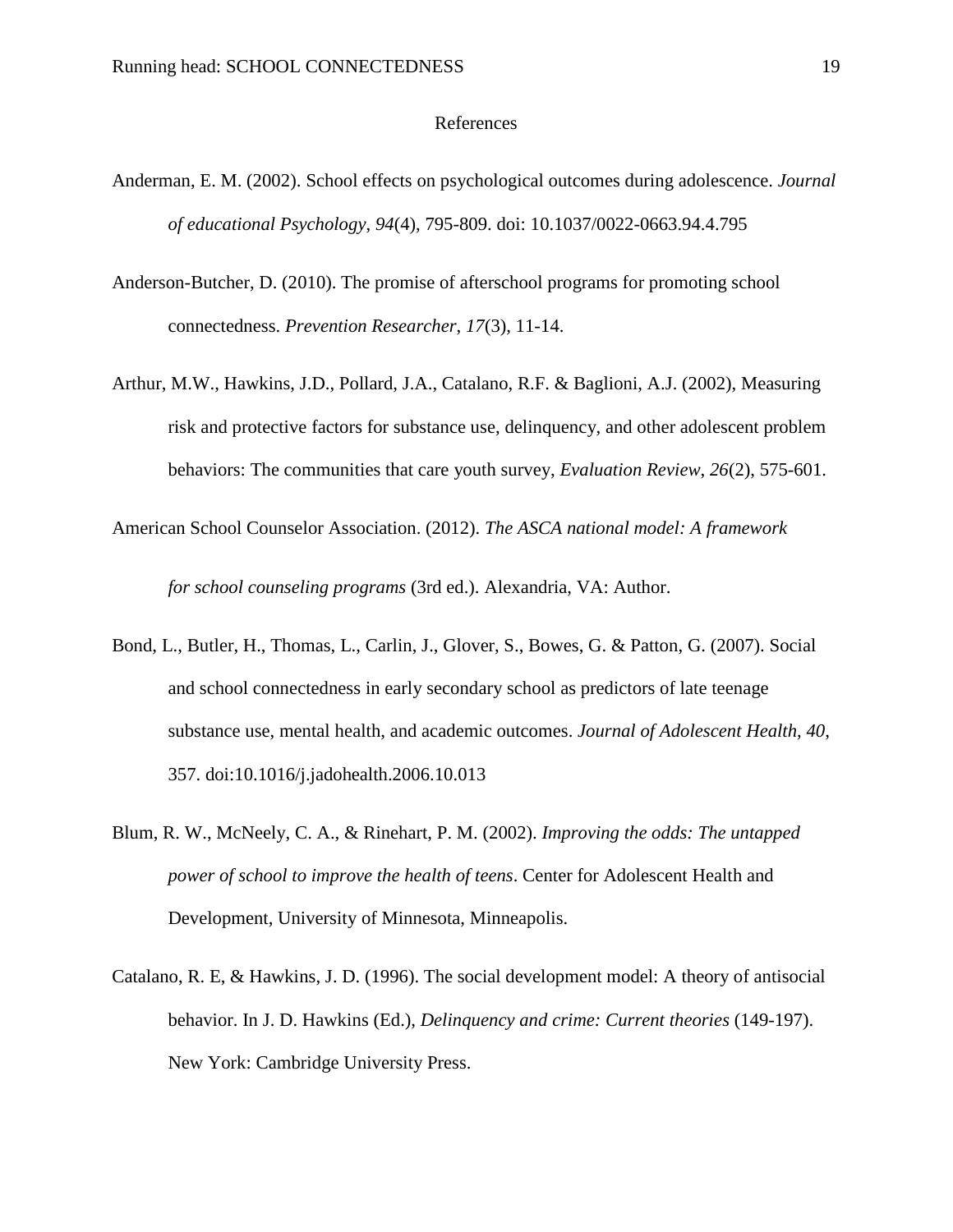# References

Anderman, E. M. (2002). School effects on psychological outcomes during adolescence. *Journal of educational Psychology*, *94*(4), 795-809. doi: 10.1037/0022-0663.94.4.795

Anderson-Butcher, D. (2010). The promise of afterschool programs for promoting school connectedness. *Prevention Researcher*, *17*(3), 11-14.

Arthur, M.W., Hawkins, J.D., Pollard, J.A., Catalano, R.F. & Baglioni, A.J. (2002), Measuring risk and protective factors for substance use, delinquency, and other adolescent problem behaviors: The communities that care youth survey, *Evaluation Review*, *26*(2), 575-601.

American School Counselor Association. (2012). *The ASCA national model: A framework for school counseling programs* (3rd ed.). Alexandria, VA: Author.

Bond, L., Butler, H., Thomas, L., Carlin, J., Glover, S., Bowes, G. & Patton, G. (2007). Social and school connectedness in early secondary school as predictors of late teenage substance use, mental health, and academic outcomes. *Journal of Adolescent Health, 40*, 357. doi:10.1016/j.jadohealth.2006.10.013

Blum, R. W., McNeely, C. A., & Rinehart, P. M. (2002). *Improving the odds: The untapped power of school to improve the health of teens*. Center for Adolescent Health and Development, University of Minnesota, Minneapolis.

Catalano, R. E, & Hawkins, J. D. (1996). The social development model: A theory of antisocial behavior. In J. D. Hawkins (Ed.), *Delinquency and crime: Current theories* (149-197). New York: Cambridge University Press.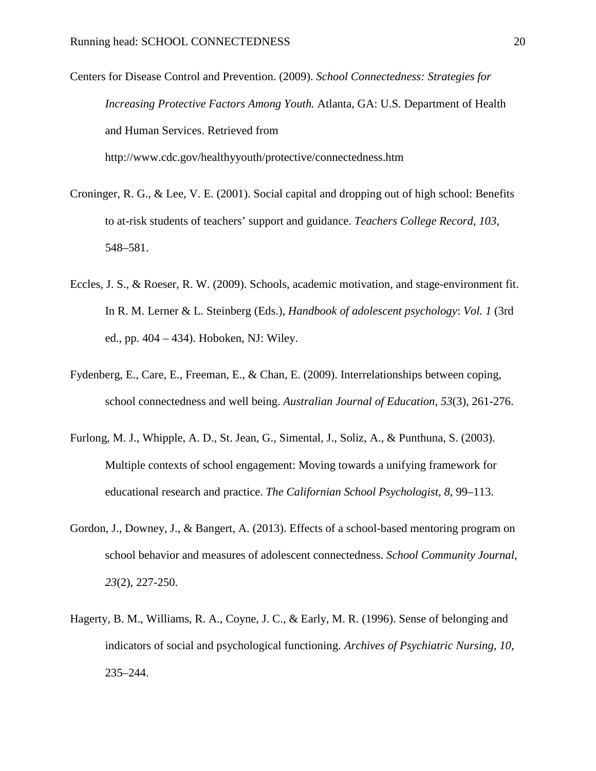Centers for Disease Control and Prevention. (2009). *School Connectedness: Strategies for Increasing Protective Factors Among Youth.* Atlanta, GA: U.S. Department of Health and Human Services. Retrieved from http://www.cdc.gov/healthyyouth/protective/connectedness.htm

Croninger, R. G., & Lee, V. E. (2001). Social capital and dropping out of high school: Benefits to at-risk students of teachers' support and guidance. *Teachers College Record*, *103*, 548–581.

Eccles, J. S., & Roeser, R. W. (2009). Schools, academic motivation, and stage-environment fit. In R. M. Lerner & L. Steinberg (Eds.), *Handbook of adolescent psychology*: *Vol. 1* (3rd ed., pp. 404 – 434). Hoboken, NJ: Wiley.

Fydenberg, E., Care, E., Freeman, E., & Chan, E. (2009). Interrelationships between coping, school connectedness and well being. *Australian Journal of Education*, *53*(3), 261-276.

Furlong, M. J., Whipple, A. D., St. Jean, G., Simental, J., Soliz, A., & Punthuna, S. (2003). Multiple contexts of school engagement: Moving towards a unifying framework for educational research and practice. *The Californian School Psychologist*, *8*, 99–113.

Gordon, J., Downey, J., & Bangert, A. (2013). Effects of a school-based mentoring program on school behavior and measures of adolescent connectedness. *School Community Journal*, *23*(2), 227-250.

Hagerty, B. M., Williams, R. A., Coyne, J. C., & Early, M. R. (1996). Sense of belonging and indicators of social and psychological functioning. *Archives of Psychiatric Nursing*, *10*, 235–244.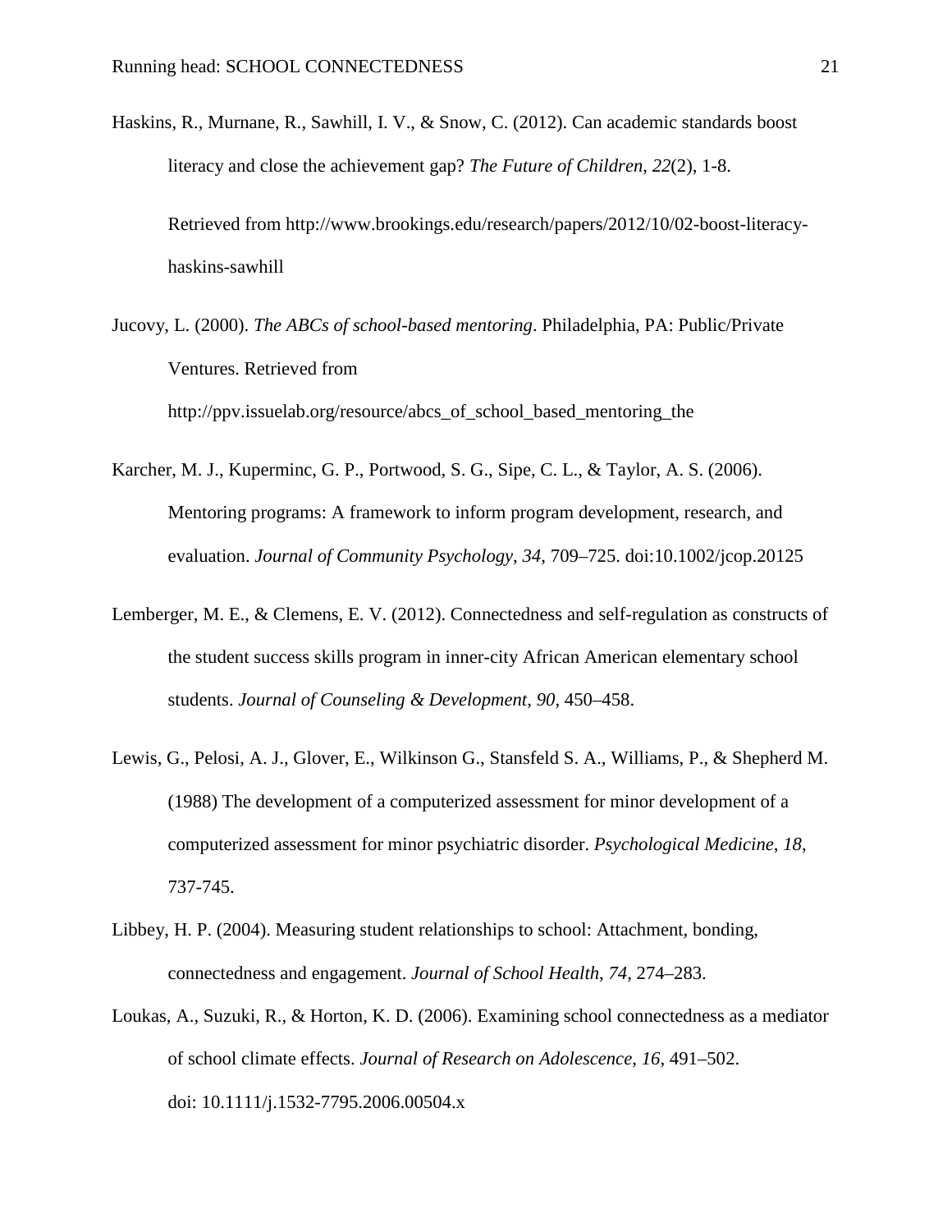Haskins, R., Murnane, R., Sawhill, I. V., & Snow, C. (2012). Can academic standards boost literacy and close the achievement gap? *The Future of Children*, *22*(2), 1-8.

Retrieved from http://www.brookings.edu/research/papers/2012/10/02-boost-literacy-haskins-sawhill

Jucovy, L. (2000). *The ABCs of school-based mentoring*. Philadelphia, PA: Public/Private Ventures. Retrieved from http://ppv.issuelab.org/resource/abcs_of_school_based_mentoring_the

Karcher, M. J., Kuperminc, G. P., Portwood, S. G., Sipe, C. L., & Taylor, A. S. (2006). Mentoring programs: A framework to inform program development, research, and evaluation. *Journal of Community Psychology*, *34*, 709–725. doi:10.1002/jcop.20125

Lemberger, M. E., & Clemens, E. V. (2012). Connectedness and self-regulation as constructs of the student success skills program in inner-city African American elementary school students. *Journal of Counseling & Development*, *90*, 450–458.

Lewis, G., Pelosi, A. J., Glover, E., Wilkinson G., Stansfeld S. A., Williams, P., & Shepherd M. (1988) The development of a computerized assessment for minor development of a computerized assessment for minor psychiatric disorder. *Psychological Medicine*, *18*, 737-745.

Libbey, H. P. (2004). Measuring student relationships to school: Attachment, bonding, connectedness and engagement. *Journal of School Health*, *74*, 274–283.

Loukas, A., Suzuki, R., & Horton, K. D. (2006). Examining school connectedness as a mediator of school climate effects. *Journal of Research on Adolescence*, *16*, 491–502. doi: 10.1111/j.1532-7795.2006.00504.x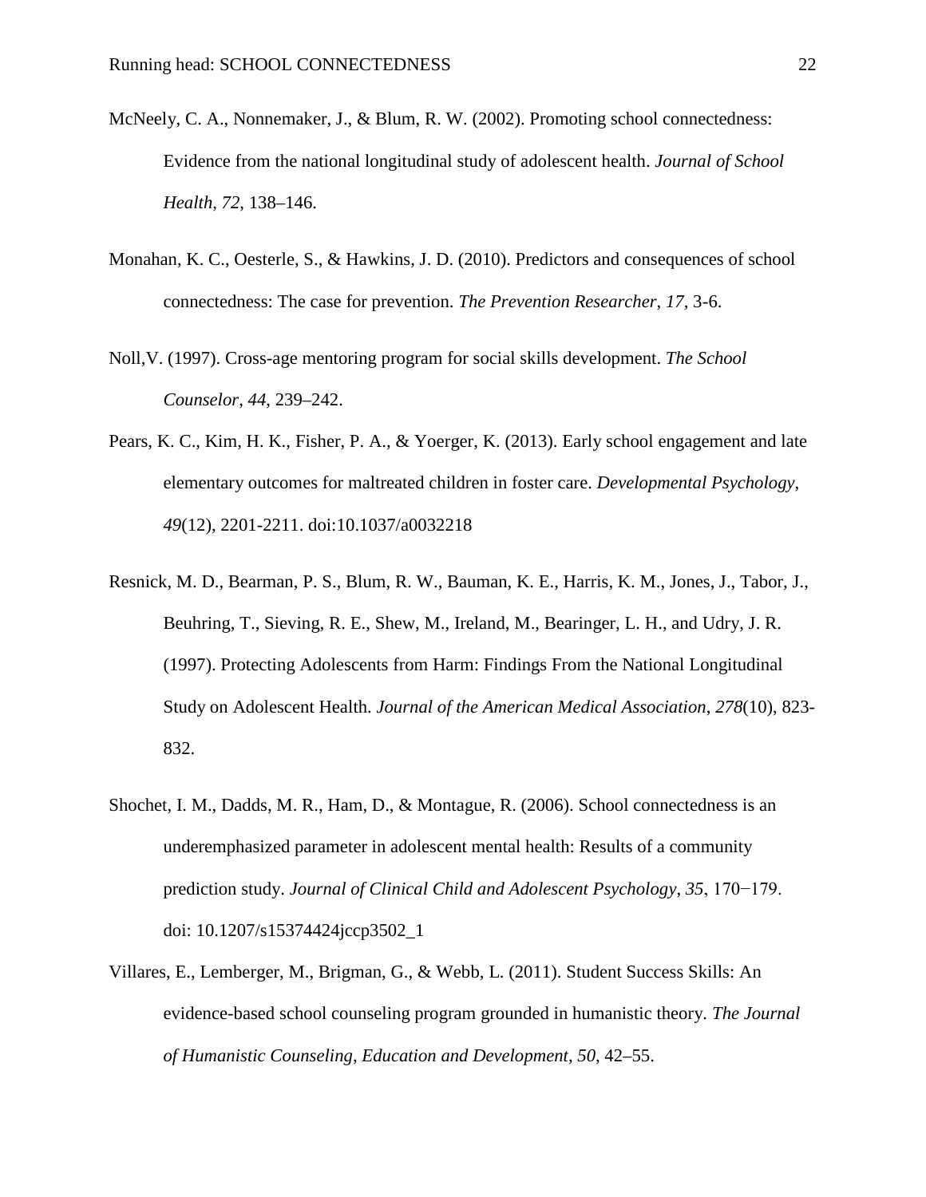McNeely, C. A., Nonnemaker, J., & Blum, R. W. (2002). Promoting school connectedness: Evidence from the national longitudinal study of adolescent health. *Journal of School Health*, *72*, 138–146.

Monahan, K. C., Oesterle, S., & Hawkins, J. D. (2010). Predictors and consequences of school connectedness: The case for prevention. *The Prevention Researcher*, *17*, 3-6.

Noll,V. (1997). Cross-age mentoring program for social skills development. *The School Counselor*, *44*, 239–242.

Pears, K. C., Kim, H. K., Fisher, P. A., & Yoerger, K. (2013). Early school engagement and late elementary outcomes for maltreated children in foster care. *Developmental Psychology*, *49*(12), 2201-2211. doi:10.1037/a0032218

Resnick, M. D., Bearman, P. S., Blum, R. W., Bauman, K. E., Harris, K. M., Jones, J., Tabor, J., Beuhring, T., Sieving, R. E., Shew, M., Ireland, M., Bearinger, L. H., and Udry, J. R. (1997). Protecting Adolescents from Harm: Findings From the National Longitudinal Study on Adolescent Health. *Journal of the American Medical Association*, *278*(10), 823-832.

Shochet, I. M., Dadds, M. R., Ham, D., & Montague, R. (2006). School connectedness is an underemphasized parameter in adolescent mental health: Results of a community prediction study. *Journal of Clinical Child and Adolescent Psychology*, *35*, 170−179. doi: 10.1207/s15374424jccp3502_1

Villares, E., Lemberger, M., Brigman, G., & Webb, L. (2011). Student Success Skills: An evidence-based school counseling program grounded in humanistic theory. *The Journal of Humanistic Counseling, Education and Development*, *50*, 42–55.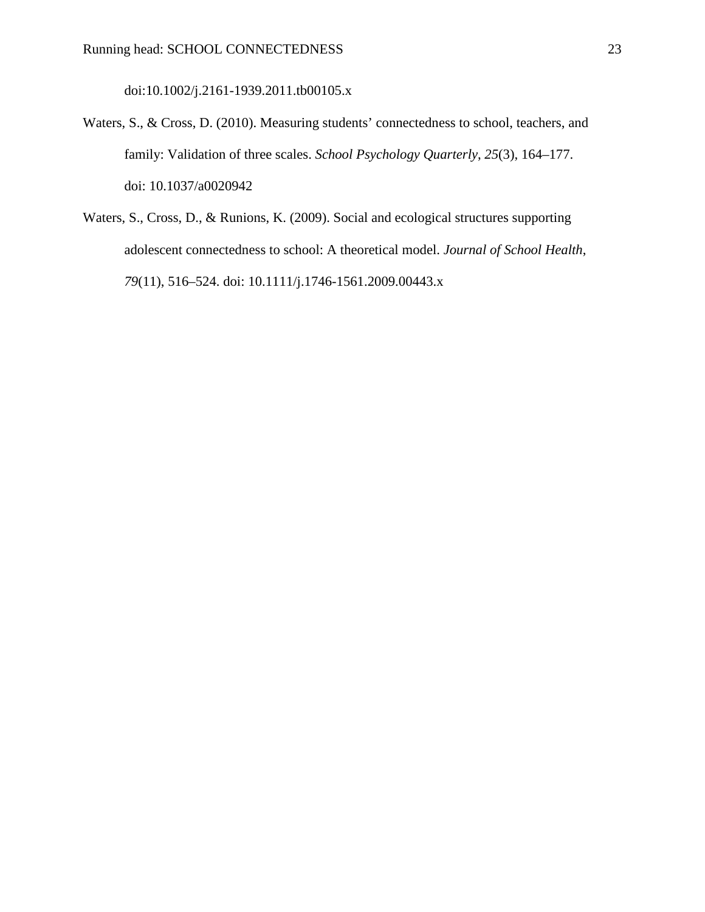doi:10.1002/j.2161-1939.2011.tb00105.x

Waters, S., & Cross, D. (2010). Measuring students' connectedness to school, teachers, and family: Validation of three scales. *School Psychology Quarterly*, *25*(3), 164–177. doi: 10.1037/a0020942

Waters, S., Cross, D., & Runions, K. (2009). Social and ecological structures supporting adolescent connectedness to school: A theoretical model. *Journal of School Health*, *79*(11), 516–524. doi: 10.1111/j.1746-1561.2009.00443.x